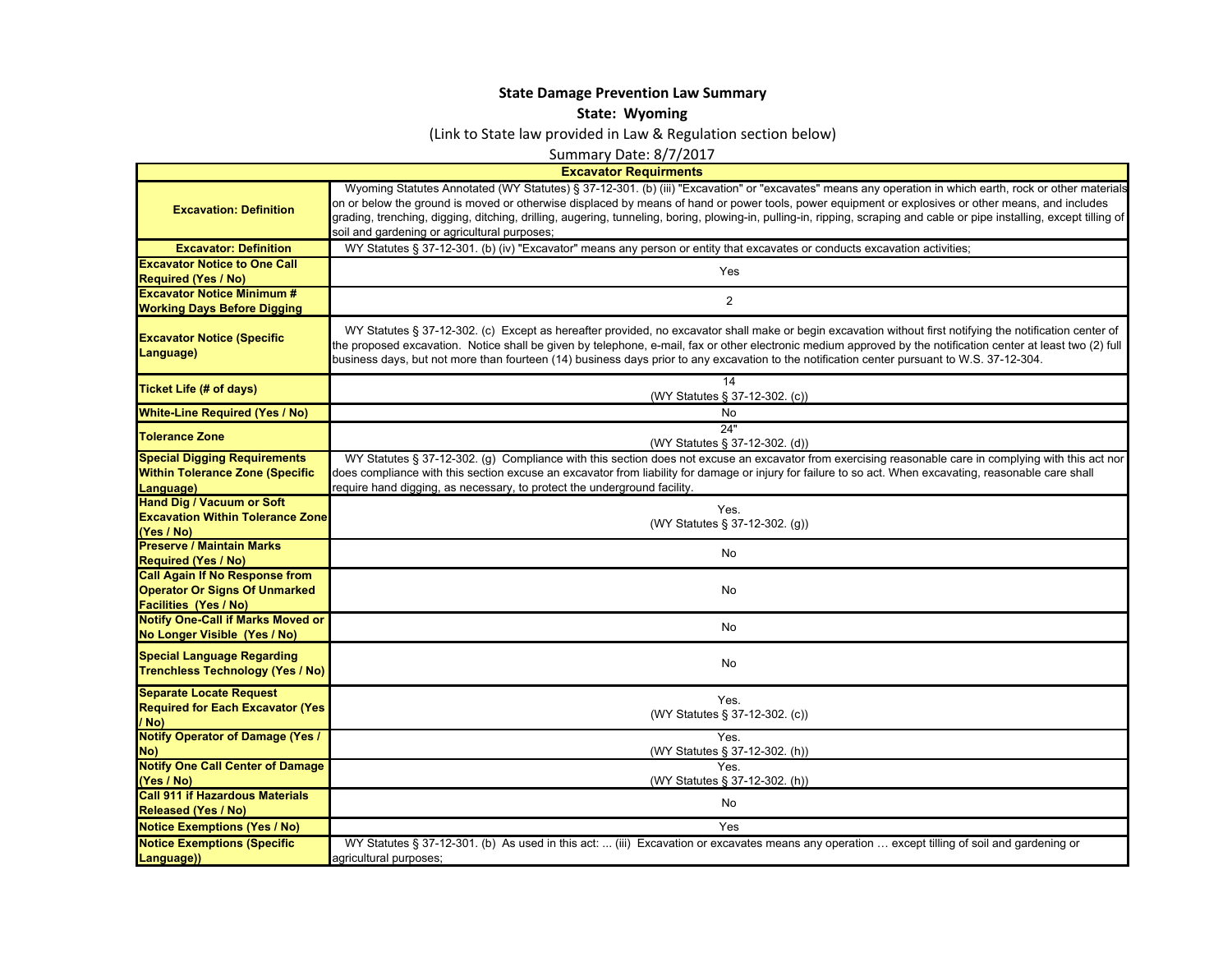**State Damage Prevention Law Summary**

**State: Wyoming**

(Link to State law provided in Law & Regulation section below)

Summary Date: 8/7/2017

| **Excavator Requirments** | |
|---|---|
| **Excavation: Definition** | Wyoming Statutes Annotated (WY Statutes) § 37-12-301. (b) (iii) "Excavation" or "excavates" means any operation in which earth, rock or other materials on or below the ground is moved or otherwise displaced by means of hand or power tools, power equipment or explosives or other means, and includes grading, trenching, digging, ditching, drilling, augering, tunneling, boring, plowing-in, pulling-in, ripping, scraping and cable or pipe installing, except tilling of soil and gardening or agricultural purposes; |
| **Excavator: Definition** | WY Statutes § 37-12-301. (b) (iv) "Excavator" means any person or entity that excavates or conducts excavation activities; |
| **Excavator Notice to One Call Required (Yes / No)** | Yes |
| **Excavator Notice Minimum # Working Days Before Digging** | 2 |
| **Excavator Notice (Specific Language)** | WY Statutes § 37-12-302. (c) Except as hereafter provided, no excavator shall make or begin excavation without first notifying the notification center of the proposed excavation. Notice shall be given by telephone, e-mail, fax or other electronic medium approved by the notification center at least two (2) full business days, but not more than fourteen (14) business days prior to any excavation to the notification center pursuant to W.S. 37-12-304. |
| **Ticket Life (# of days)** | 14 (WY Statutes § 37-12-302. (c)) |
| **White-Line Required (Yes / No)** | No |
| **Tolerance Zone** | 24" (WY Statutes § 37-12-302. (d)) |
| **Special Digging Requirements Within Tolerance Zone (Specific Language)** | WY Statutes § 37-12-302. (g) Compliance with this section does not excuse an excavator from exercising reasonable care in complying with this act nor does compliance with this section excuse an excavator from liability for damage or injury for failure to so act. When excavating, reasonable care shall require hand digging, as necessary, to protect the underground facility. |
| **Hand Dig / Vacuum or Soft Excavation Within Tolerance Zone (Yes / No)** | Yes. (WY Statutes § 37-12-302. (g)) |
| **Preserve / Maintain Marks Required (Yes / No)** | No |
| **Call Again If No Response from Operator Or Signs Of Unmarked Facilities (Yes / No)** | No |
| **Notify One-Call if Marks Moved or No Longer Visible (Yes / No)** | No |
| **Special Language Regarding Trenchless Technology (Yes / No)** | No |
| **Separate Locate Request Required for Each Excavator (Yes / No)** | Yes. (WY Statutes § 37-12-302. (c)) |
| **Notify Operator of Damage (Yes / No)** | Yes. (WY Statutes § 37-12-302. (h)) |
| **Notify One Call Center of Damage (Yes / No)** | Yes. (WY Statutes § 37-12-302. (h)) |
| **Call 911 if Hazardous Materials Released (Yes / No)** | No |
| **Notice Exemptions (Yes / No)** | Yes |
| **Notice Exemptions (Specific Language))** | WY Statutes § 37-12-301. (b) As used in this act: ... (iii) Excavation or excavates means any operation … except tilling of soil and gardening or agricultural purposes; |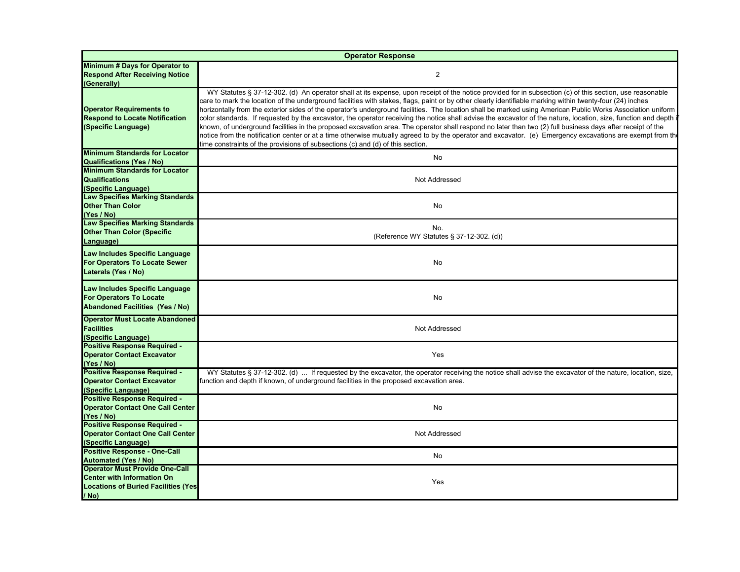| Operator Response | |
|---|---|
| **Minimum # Days for Operator to Respond After Receiving Notice (Generally)** | 2 |
| **Operator Requirements to Respond to Locate Notification (Specific Language)** | WY Statutes § 37-12-302. (d) An operator shall at its expense, upon receipt of the notice provided for in subsection (c) of this section, use reasonable care to mark the location of the underground facilities with stakes, flags, paint or by other clearly identifiable marking within twenty-four (24) inches horizontally from the exterior sides of the operator's underground facilities. The location shall be marked using American Public Works Association uniform color standards. If requested by the excavator, the operator receiving the notice shall advise the excavator of the nature, location, size, function and depth if known, of underground facilities in the proposed excavation area. The operator shall respond no later than two (2) full business days after receipt of the notice from the notification center or at a time otherwise mutually agreed to by the operator and excavator. (e) Emergency excavations are exempt from the time constraints of the provisions of subsections (c) and (d) of this section. |
| **Minimum Standards for Locator Qualifications (Yes / No)** | No |
| **Minimum Standards for Locator Qualifications (Specific Language)** | Not Addressed |
| **Law Specifies Marking Standards Other Than Color (Yes / No)** | No |
| **Law Specifies Marking Standards Other Than Color (Specific Language)** | No.<br>(Reference WY Statutes § 37-12-302. (d)) |
| **Law Includes Specific Language For Operators To Locate Sewer Laterals (Yes / No)** | No |
| **Law Includes Specific Language For Operators To Locate Abandoned Facilities (Yes / No)** | No |
| **Operator Must Locate Abandoned Facilities (Specific Language)** | Not Addressed |
| **Positive Response Required - Operator Contact Excavator (Yes / No)** | Yes |
| **Positive Response Required - Operator Contact Excavator (Specific Language)** | WY Statutes § 37-12-302. (d) ... If requested by the excavator, the operator receiving the notice shall advise the excavator of the nature, location, size, function and depth if known, of underground facilities in the proposed excavation area. |
| **Positive Response Required - Operator Contact One Call Center (Yes / No)** | No |
| **Positive Response Required - Operator Contact One Call Center (Specific Language)** | Not Addressed |
| **Positive Response - One-Call Automated (Yes / No)** | No |
| **Operator Must Provide One-Call Center with Information On Locations of Buried Facilities (Yes / No)** | Yes |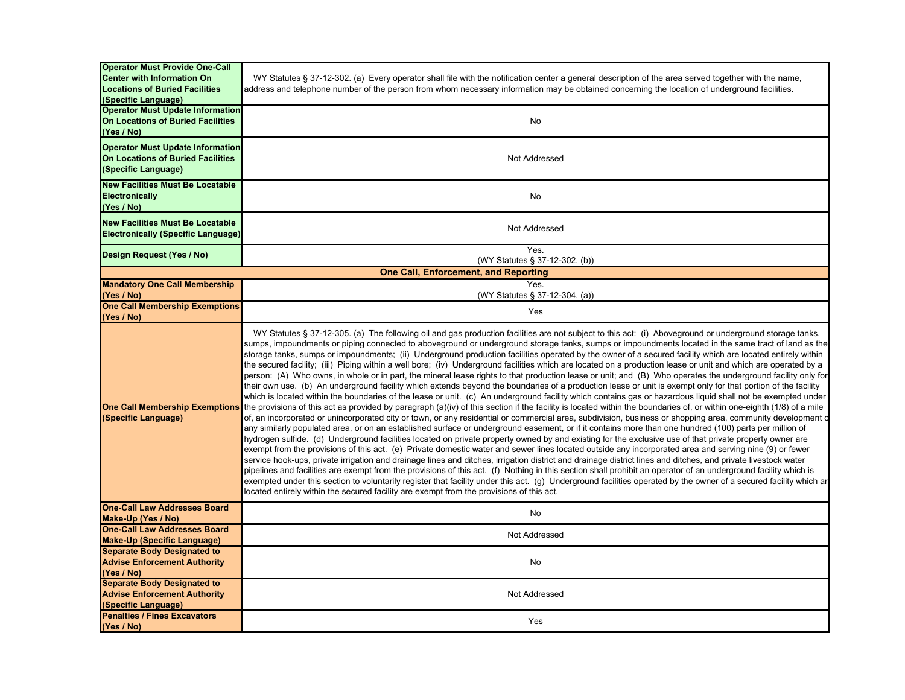| | |
|---|---|
| **Operator Must Provide One-Call Center with Information On Locations of Buried Facilities (Specific Language)** | WY Statutes § 37-12-302. (a) Every operator shall file with the notification center a general description of the area served together with the name, address and telephone number of the person from whom necessary information may be obtained concerning the location of underground facilities. |
| **Operator Must Update Information On Locations of Buried Facilities (Yes / No)** | No |
| **Operator Must Update Information On Locations of Buried Facilities (Specific Language)** | Not Addressed |
| **New Facilities Must Be Locatable Electronically (Yes / No)** | No |
| **New Facilities Must Be Locatable Electronically (Specific Language)** | Not Addressed |
| **Design Request (Yes / No)** | Yes. (WY Statutes § 37-12-302. (b)) |
| **One Call, Enforcement, and Reporting** | |
| **Mandatory One Call Membership (Yes / No)** | Yes. (WY Statutes § 37-12-304. (a)) |
| **One Call Membership Exemptions (Yes / No)** | Yes |
| **One Call Membership Exemptions (Specific Language)** | WY Statutes § 37-12-305. (a) The following oil and gas production facilities are not subject to this act: (i) Aboveground or underground storage tanks, sumps, impoundments or piping connected to aboveground or underground storage tanks, sumps or impoundments located in the same tract of land as the storage tanks, sumps or impoundments; (ii) Underground production facilities operated by the owner of a secured facility which are located entirely within the secured facility; (iii) Piping within a well bore; (iv) Underground facilities which are located on a production lease or unit and which are operated by a person: (A) Who owns, in whole or in part, the mineral lease rights to that production lease or unit; and (B) Who operates the underground facility only for their own use. (b) An underground facility which extends beyond the boundaries of a production lease or unit is exempt only for that portion of the facility which is located within the boundaries of the lease or unit. (c) An underground facility which contains gas or hazardous liquid shall not be exempted under the provisions of this act as provided by paragraph (a)(iv) of this section if the facility is located within the boundaries of, or within one-eighth (1/8) of a mile of, an incorporated or unincorporated city or town, or any residential or commercial area, subdivision, business or shopping area, community development or any similarly populated area, or on an established surface or underground easement, or if it contains more than one hundred (100) parts per million of hydrogen sulfide. (d) Underground facilities located on private property owned by and existing for the exclusive use of that private property owner are exempt from the provisions of this act. (e) Private domestic water and sewer lines located outside any incorporated area and serving nine (9) or fewer service hook-ups, private irrigation and drainage lines and ditches, irrigation district and drainage district lines and ditches, and private livestock water pipelines and facilities are exempt from the provisions of this act. (f) Nothing in this section shall prohibit an operator of an underground facility which is exempted under this section to voluntarily register that facility under this act. (g) Underground facilities operated by the owner of a secured facility which are located entirely within the secured facility are exempt from the provisions of this act. |
| **One-Call Law Addresses Board Make-Up (Yes / No)** | No |
| **One-Call Law Addresses Board Make-Up (Specific Language)** | Not Addressed |
| **Separate Body Designated to Advise Enforcement Authority (Yes / No)** | No |
| **Separate Body Designated to Advise Enforcement Authority (Specific Language)** | Not Addressed |
| **Penalties / Fines Excavators (Yes / No)** | Yes |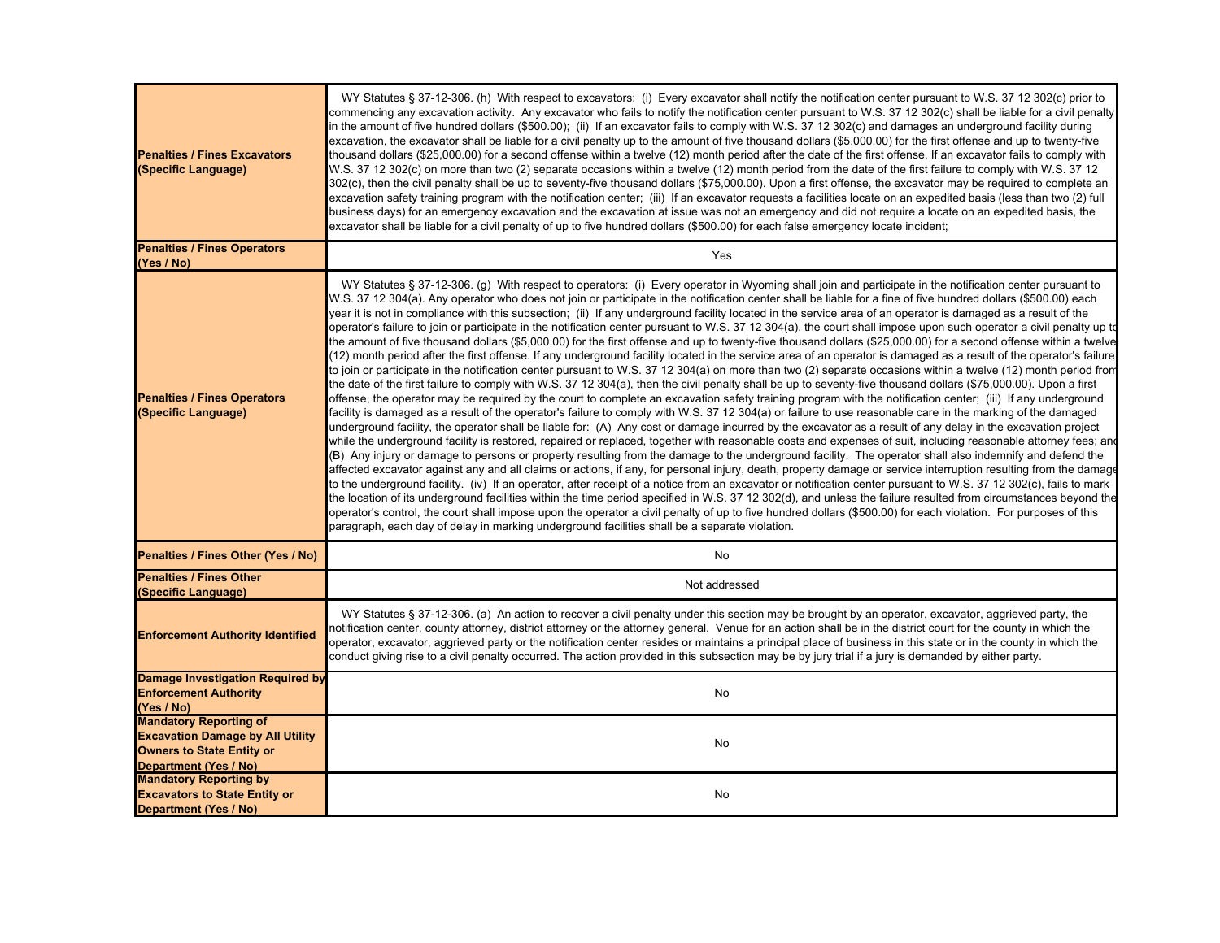| | |
|---|---|
| **Penalties / Fines Excavators (Specific Language)** | WY Statutes § 37-12-306. (h) With respect to excavators: (i) Every excavator shall notify the notification center pursuant to W.S. 37 12 302(c) prior to commencing any excavation activity. Any excavator who fails to notify the notification center pursuant to W.S. 37 12 302(c) shall be liable for a civil penalty in the amount of five hundred dollars ($500.00); (ii) If an excavator fails to comply with W.S. 37 12 302(c) and damages an underground facility during excavation, the excavator shall be liable for a civil penalty up to the amount of five thousand dollars ($5,000.00) for the first offense and up to twenty-five thousand dollars ($25,000.00) for a second offense within a twelve (12) month period after the date of the first offense. If an excavator fails to comply with W.S. 37 12 302(c) on more than two (2) separate occasions within a twelve (12) month period from the date of the first failure to comply with W.S. 37 12 302(c), then the civil penalty shall be up to seventy-five thousand dollars ($75,000.00). Upon a first offense, the excavator may be required to complete an excavation safety training program with the notification center; (iii) If an excavator requests a facilities locate on an expedited basis (less than two (2) full business days) for an emergency excavation and the excavation at issue was not an emergency and did not require a locate on an expedited basis, the excavator shall be liable for a civil penalty of up to five hundred dollars ($500.00) for each false emergency locate incident; |
| **Penalties / Fines Operators (Yes / No)** | Yes |
| **Penalties / Fines Operators (Specific Language)** | WY Statutes § 37-12-306. (g) With respect to operators: (i) Every operator in Wyoming shall join and participate in the notification center pursuant to W.S. 37 12 304(a). Any operator who does not join or participate in the notification center shall be liable for a fine of five hundred dollars ($500.00) each year it is not in compliance with this subsection; (ii) If any underground facility located in the service area of an operator is damaged as a result of the operator's failure to join or participate in the notification center pursuant to W.S. 37 12 304(a), the court shall impose upon such operator a civil penalty up to the amount of five thousand dollars ($5,000.00) for the first offense and up to twenty-five thousand dollars ($25,000.00) for a second offense within a twelve (12) month period after the first offense. If any underground facility located in the service area of an operator is damaged as a result of the operator's failure to join or participate in the notification center pursuant to W.S. 37 12 304(a) on more than two (2) separate occasions within a twelve (12) month period from the date of the first failure to comply with W.S. 37 12 304(a), then the civil penalty shall be up to seventy-five thousand dollars ($75,000.00). Upon a first offense, the operator may be required by the court to complete an excavation safety training program with the notification center; (iii) If any underground facility is damaged as a result of the operator's failure to comply with W.S. 37 12 304(a) or failure to use reasonable care in the marking of the damaged underground facility, the operator shall be liable for: (A) Any cost or damage incurred by the excavator as a result of any delay in the excavation project while the underground facility is restored, repaired or replaced, together with reasonable costs and expenses of suit, including reasonable attorney fees; and (B) Any injury or damage to persons or property resulting from the damage to the underground facility. The operator shall also indemnify and defend the affected excavator against any and all claims or actions, if any, for personal injury, death, property damage or service interruption resulting from the damage to the underground facility. (iv) If an operator, after receipt of a notice from an excavator or notification center pursuant to W.S. 37 12 302(c), fails to mark the location of its underground facilities within the time period specified in W.S. 37 12 302(d), and unless the failure resulted from circumstances beyond the operator's control, the court shall impose upon the operator a civil penalty of up to five hundred dollars ($500.00) for each violation. For purposes of this paragraph, each day of delay in marking underground facilities shall be a separate violation. |
| **Penalties / Fines Other (Yes / No)** | No |
| **Penalties / Fines Other (Specific Language)** | Not addressed |
| **Enforcement Authority Identified** | WY Statutes § 37-12-306. (a) An action to recover a civil penalty under this section may be brought by an operator, excavator, aggrieved party, the notification center, county attorney, district attorney or the attorney general. Venue for an action shall be in the district court for the county in which the operator, excavator, aggrieved party or the notification center resides or maintains a principal place of business in this state or in the county in which the conduct giving rise to a civil penalty occurred. The action provided in this subsection may be by jury trial if a jury is demanded by either party. |
| **Damage Investigation Required by Enforcement Authority (Yes / No)** | No |
| **Mandatory Reporting of Excavation Damage by All Utility Owners to State Entity or Department (Yes / No)** | No |
| **Mandatory Reporting by Excavators to State Entity or Department (Yes / No)** | No |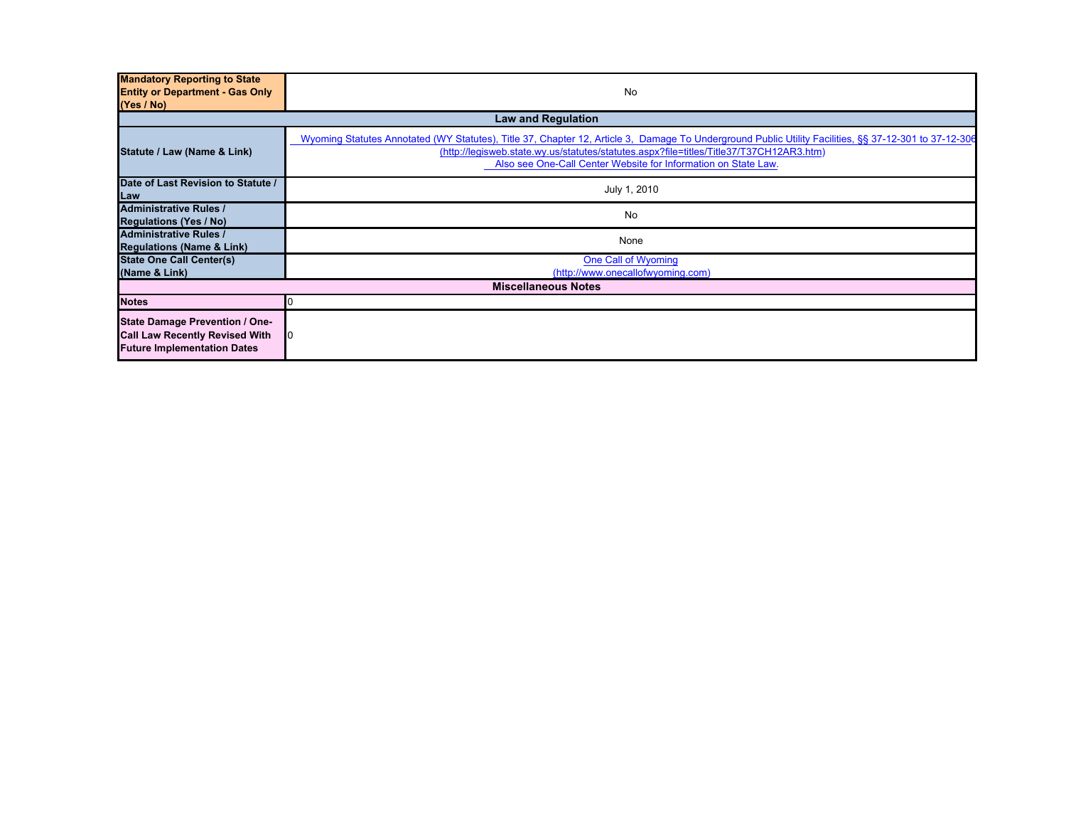| | |
|---|---|
| **Mandatory Reporting to State Entity or Department - Gas Only (Yes / No)** | No |
| **Law and Regulation** | |
| **Statute / Law (Name & Link)** | Wyoming Statutes Annotated (WY Statutes), Title 37, Chapter 12, Article 3, Damage To Underground Public Utility Facilities, §§ 37-12-301 to 37-12-306 (http://legisweb.state.wy.us/statutes/statutes.aspx?file=titles/Title37/T37CH12AR3.htm) Also see One-Call Center Website for Information on State Law. |
| **Date of Last Revision to Statute / Law** | July 1, 2010 |
| **Administrative Rules / Regulations (Yes / No)** | No |
| **Administrative Rules / Regulations (Name & Link)** | None |
| **State One Call Center(s) (Name & Link)** | One Call of Wyoming (http://www.onecallofwyoming.com) |
| **Miscellaneous Notes** | |
| **Notes** | 0 |
| **State Damage Prevention / One-Call Law Recently Revised With Future Implementation Dates** | 0 |